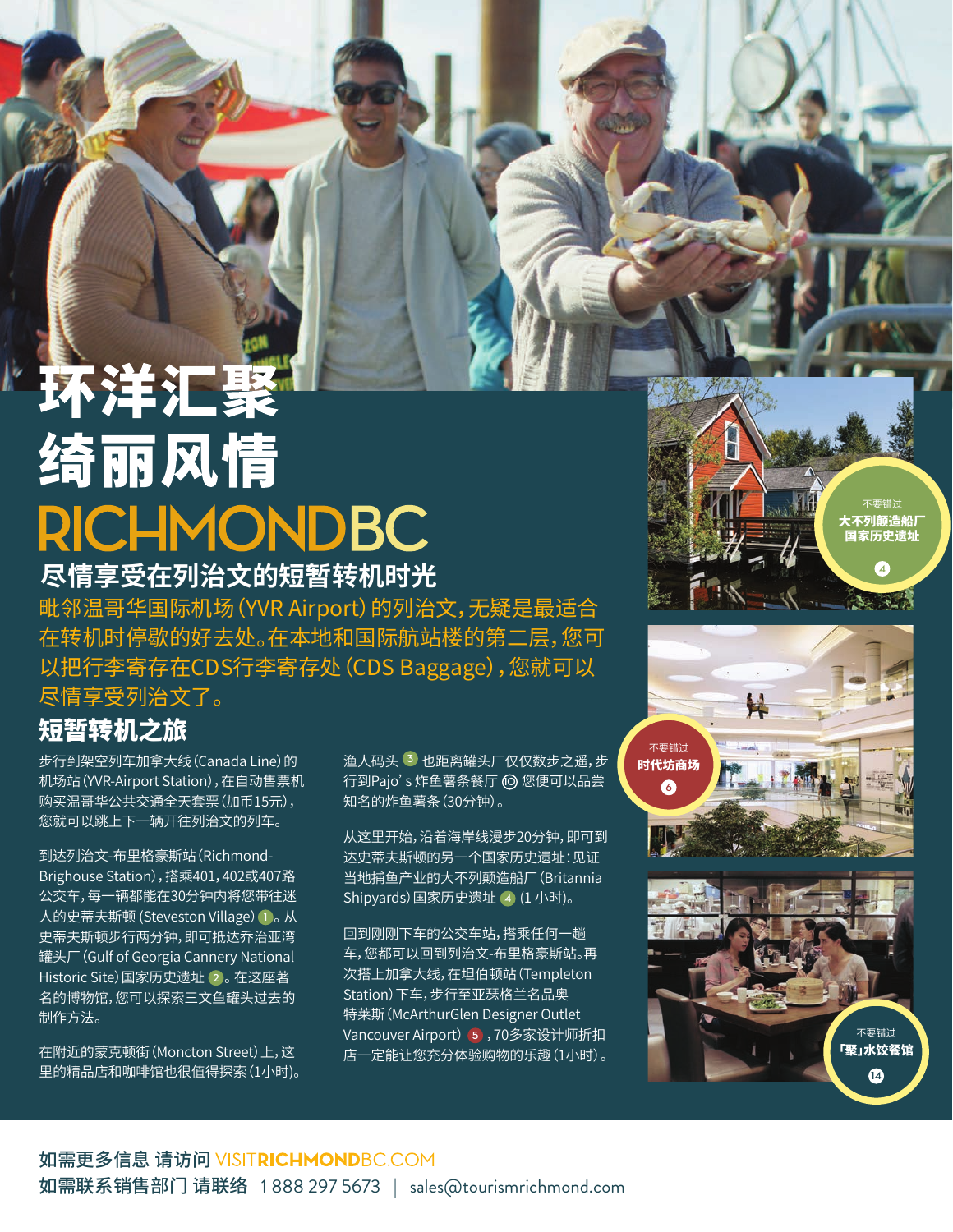# 环洋汇聚
# 绮丽风情

# RICHMONDBC

## 尽情享受在列治文的短暂转机时光

毗邻温哥华国际机场(YVR Airport)的列治文,无疑是最适合在转机时停歇的好去处。在本地和国际航站楼的第二层,您可以把行李寄存在CDS行李寄存处(CDS Baggage),您就可以尽情享受列治文了。

## 短暂转机之旅

步行到架空列车加拿大线(Canada Line)的机场站(YVR-Airport Station),在自动售票机购买温哥华公共交通全天套票(加币15元),您就可以跳上下一辆开往列治文的列车。

到达列治文-布里格豪斯站(Richmond-Brighouse Station),搭乘401,402或407路公交车,每一辆都能在30分钟内将您带往迷人的史蒂夫斯顿(Steveston Village) 1。从史蒂夫斯顿步行两分钟,即可抵达乔治亚湾罐头厂(Gulf of Georgia Cannery National Historic Site)国家历史遗址 2。在这座著名的博物馆,您可以探索三文鱼罐头过去的制作方法。

在附近的蒙克顿街(Moncton Street)上,这里的精品店和咖啡馆也很值得探索(1小时)。

渔人码头 3 也距离罐头厂仅仅数步之遥,步行到Pajo's炸鱼薯条餐厅 ◎ 您便可以品尝知名的炸鱼薯条(30分钟)。

从这里开始,沿着海岸线漫步20分钟,即可到达史蒂夫斯顿的另一个国家历史遗址:见证当地捕鱼产业的大不列颠造船厂(Britannia Shipyards)国家历史遗址 4 (1小时)。

回到刚刚下车的公交车站,搭乘任何一趟车,您都可以回到列治文-布里格豪斯站。再次搭上加拿大线,在坦伯顿站(Templeton Station)下车,步行至亚瑟格兰名品奥特莱斯(McArthurGlen Designer Outlet Vancouver Airport) 5,70多家设计师折扣店一定能让您充分体验购物的乐趣(1小时)。

不要错过
**大不列颠造船厂国家历史遗址** 4

不要错过
**时代坊商场** 6

不要错过
**「聚」水饺餐馆** 14

如需更多信息 请访问 VISITRICHMONDBC.COM
如需联系销售部门 请联络 1 888 297 5673 | sales@tourismrichmond.com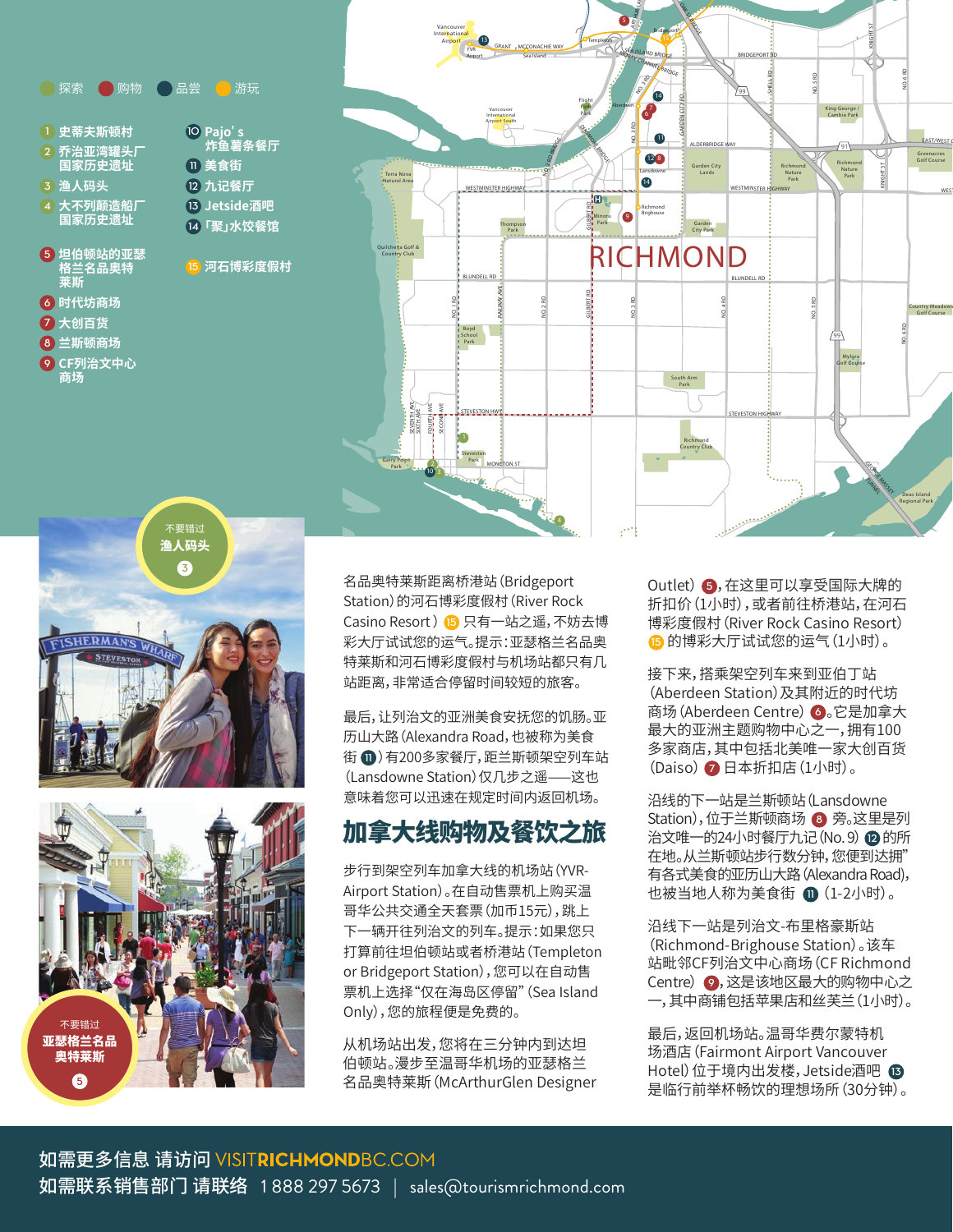探索 购物 品尝 游玩

1 史蒂夫斯顿村
2 乔治亚湾罐头厂国家历史遗址
3 渔人码头
4 大不列颠造船厂国家历史遗址
5 坦伯顿站的亚瑟格兰名品奥特莱斯
6 时代坊商场
7 大创百货
8 兰斯顿商场
9 CF列治文中心商场
10 Pajo's 炸鱼薯条餐厅
11 美食街
12 九记餐厅
13 Jetside酒吧
14 「聚」水饺餐馆
15 河石博彩度假村

RICHMOND

不要错过 渔人码头 3

不要错过 亚瑟格兰名品奥特莱斯 5

名品奥特莱斯距离桥港站(Bridgeport Station)的河石博彩度假村(River Rock Casino Resort)15 只有一站之遥,不妨去博彩大厅试试您的运气。提示:亚瑟格兰名品奥特莱斯和河石博彩度假村与机场站都只有几站距离,非常适合停留时间较短的旅客。

最后,让列治文的亚洲美食安抚您的饥肠。亚历山大路(Alexandra Road,也被称为美食街 11)有200多家餐厅,距兰斯顿架空列车站(Lansdowne Station)仅几步之遥——这也意味着您可以迅速在规定时间内返回机场。

## 加拿大线购物及餐饮之旅

步行到架空列车加拿大线的机场站(YVR-Airport Station)。在自动售票机上购买温哥华公共交通全天套票(加币15元),跳上下一辆开往列治文的列车。提示:如果您只打算前往坦伯顿站或者桥港站(Templeton or Bridgeport Station),您可以在自动售票机上选择"仅在海岛区停留"(Sea Island Only),您的旅程便是免费的。

从机场站出发,您将在三分钟内到达坦伯顿站。漫步至温哥华机场的亚瑟格兰名品奥特莱斯(McArthurGlen Designer Outlet)5,在这里可以享受国际大牌的折扣价(1小时),或者前往桥港站,在河石博彩度假村(River Rock Casino Resort)15 的博彩大厅试试您的运气(1小时)。

接下来,搭乘架空列车到亚伯丁站(Aberdeen Station)及其附近的时代坊商场(Aberdeen Centre)6。它是加拿大最大的亚洲主题购物中心之一,拥有100多家商店,其中包括北美唯一一家大创百货(Daiso)7 日本折扣店(1小时)。

沿线的下一站是兰斯顿站(Lansdowne Station),位于兰斯顿商场 8 旁。这里是列治文唯一的24小时餐厅九记(No. 9)12 的所在地。从兰斯顿站步行数分钟,您便到达"有各式美食的亚历山大路(Alexandra Road),也被当地人称为美食街 11(1-2小时)。

沿线下一站是列治文-布里格豪斯站(Richmond-Brighouse Station)。该车站毗邻CF列治文中心商场(CF Richmond Centre)9,这是该地区最大的购物中心之一,其中商铺包括苹果店和丝芙兰(1小时)。

最后,返回机场站。温哥华费尔蒙特机场酒店(Fairmont Airport Vancouver Hotel)位于境内出发楼,Jetside酒吧 13 是临行前举杯畅饮的理想场所(30分钟)。

如需更多信息 请访问 VISITRICHMONDBC.COM
如需联系销售部门 请联络 1 888 297 5673 | sales@tourismrichmond.com